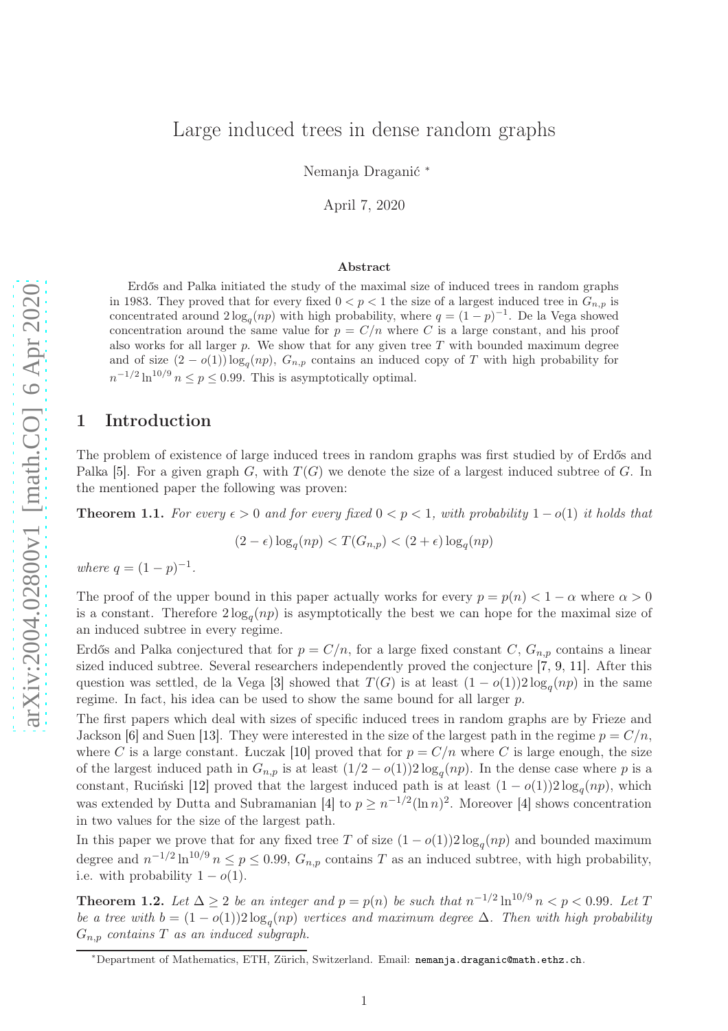# Large induced trees in dense random graphs

Nemanja Draganić [*]

April 7, 2020

## Abstract

Erdős and Palka initiated the study of the maximal size of induced trees in random graphs in 1983. They proved that for every fixed $0 < p < 1$ the size of a largest induced tree in $G_{n,p}$ is concentrated around $2\log_q(np)$ with high probability, where $q = (1-p)^{-1}$. De la Vega showed concentration around the same value for $p = C/n$ where $C$ is a large constant, and his proof also works for all larger $p$. We show that for any given tree $T$ with bounded maximum degree and of size $(2 - o(1))\log_q(np)$, $G_{n,p}$ contains an induced copy of $T$ with high probability for $n^{-1/2}\ln^{10/9} n \le p \le 0.99$. This is asymptotically optimal.

## 1 Introduction

The problem of existence of large induced trees in random graphs was first studied by of Erdős and Palka [5]. For a given graph $G$, with $T(G)$ we denote the size of a largest induced subtree of $G$. In the mentioned paper the following was proven:

**Theorem 1.1.** *For every $\epsilon > 0$ and for every fixed $0 < p < 1$, with probability $1 - o(1)$ it holds that*

$$(2 - \epsilon)\log_q(np) < T(G_{n,p}) < (2 + \epsilon)\log_q(np)$$

*where $q = (1-p)^{-1}$.*

The proof of the upper bound in this paper actually works for every $p = p(n) < 1 - \alpha$ where $\alpha > 0$ is a constant. Therefore $2\log_q(np)$ is asymptotically the best we can hope for the maximal size of an induced subtree in every regime.

Erdős and Palka conjectured that for $p = C/n$, for a large fixed constant $C$, $G_{n,p}$ contains a linear sized induced subtree. Several researchers independently proved the conjecture [7, 9, 11]. After this question was settled, de la Vega [3] showed that $T(G)$ is at least $(1 - o(1))2\log_q(np)$ in the same regime. In fact, his idea can be used to show the same bound for all larger $p$.

The first papers which deal with sizes of specific induced trees in random graphs are by Frieze and Jackson [6] and Suen [13]. They were interested in the size of the largest path in the regime $p = C/n$, where $C$ is a large constant. Łuczak [10] proved that for $p = C/n$ where $C$ is large enough, the size of the largest induced path in $G_{n,p}$ is at least $(1/2 - o(1))2\log_q(np)$. In the dense case where $p$ is a constant, Ruciński [12] proved that the largest induced path is at least $(1 - o(1))2\log_q(np)$, which was extended by Dutta and Subramanian [4] to $p \ge n^{-1/2}(\ln n)^2$. Moreover [4] shows concentration in two values for the size of the largest path.

In this paper we prove that for any fixed tree $T$ of size $(1 - o(1))2\log_q(np)$ and bounded maximum degree and $n^{-1/2}\ln^{10/9} n \le p \le 0.99$, $G_{n,p}$ contains $T$ as an induced subtree, with high probability, i.e. with probability $1 - o(1)$.

**Theorem 1.2.** *Let $\Delta \ge 2$ be an integer and $p = p(n)$ be such that $n^{-1/2}\ln^{10/9} n < p < 0.99$. Let $T$ be a tree with $b = (1 - o(1))2\log_q(np)$ vertices and maximum degree $\Delta$. Then with high probability $G_{n,p}$ contains $T$ as an induced subgraph.*

[*] Department of Mathematics, ETH, Zürich, Switzerland. Email: nemanja.draganic@math.ethz.ch.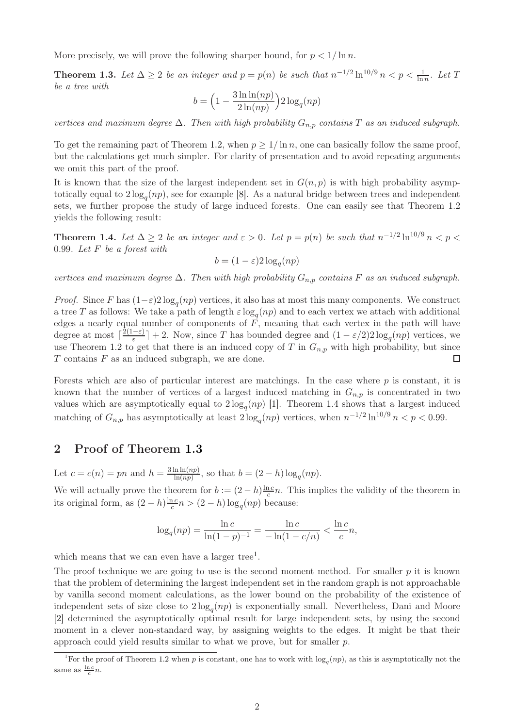More precisely, we will prove the following sharper bound, for $p < 1/\ln n$.

**Theorem 1.3.** *Let $\Delta \geq 2$ be an integer and $p = p(n)$ be such that $n^{-1/2}\ln^{10/9} n < p < \frac{1}{\ln n}$. Let $T$ be a tree with*

$$b = \Big(1 - \frac{3\ln\ln(np)}{2\ln(np)}\Big) 2\log_q(np)$$

*vertices and maximum degree $\Delta$. Then with high probability $G_{n,p}$ contains $T$ as an induced subgraph.*

To get the remaining part of Theorem 1.2, when $p \geq 1/\ln n$, one can basically follow the same proof, but the calculations get much simpler. For clarity of presentation and to avoid repeating arguments we omit this part of the proof.

It is known that the size of the largest independent set in $G(n, p)$ is with high probability asymptotically equal to $2\log_q(np)$, see for example [8]. As a natural bridge between trees and independent sets, we further propose the study of large induced forests. One can easily see that Theorem 1.2 yields the following result:

**Theorem 1.4.** *Let $\Delta \geq 2$ be an integer and $\varepsilon > 0$. Let $p = p(n)$ be such that $n^{-1/2}\ln^{10/9} n < p < 0.99$. Let $F$ be a forest with*

$$b = (1 - \varepsilon) 2\log_q(np)$$

*vertices and maximum degree $\Delta$. Then with high probability $G_{n,p}$ contains $F$ as an induced subgraph.*

*Proof.* Since $F$ has $(1-\varepsilon)2\log_q(np)$ vertices, it also has at most this many components. We construct a tree $T$ as follows: We take a path of length $\varepsilon\log_q(np)$ and to each vertex we attach with additional edges a nearly equal number of components of $F$, meaning that each vertex in the path will have degree at most $\lceil \frac{2(1-\varepsilon)}{\varepsilon} \rceil + 2$. Now, since $T$ has bounded degree and $(1-\varepsilon/2)2\log_q(np)$ vertices, we use Theorem 1.2 to get that there is an induced copy of $T$ in $G_{n,p}$ with high probability, but since $T$ contains $F$ as an induced subgraph, we are done. $\square$

Forests which are also of particular interest are matchings. In the case where $p$ is constant, it is known that the number of vertices of a largest induced matching in $G_{n,p}$ is concentrated in two values which are asymptotically equal to $2\log_q(np)$ [1]. Theorem 1.4 shows that a largest induced matching of $G_{n,p}$ has asymptotically at least $2\log_q(np)$ vertices, when $n^{-1/2}\ln^{10/9} n < p < 0.99$.

## 2 Proof of Theorem 1.3

Let $c = c(n) = pn$ and $h = \frac{3\ln\ln(np)}{\ln(np)}$, so that $b = (2-h)\log_q(np)$.

We will actually prove the theorem for $b := (2-h)\frac{\ln c}{c}n$. This implies the validity of the theorem in its original form, as $(2-h)\frac{\ln c}{c}n > (2-h)\log_q(np)$ because:

$$\log_q(np) = \frac{\ln c}{\ln(1-p)^{-1}} = \frac{\ln c}{-\ln(1-c/n)} < \frac{\ln c}{c}n,$$

which means that we can even have a larger tree[1].

The proof technique we are going to use is the second moment method. For smaller $p$ it is known that the problem of determining the largest independent set in the random graph is not approachable by vanilla second moment calculations, as the lower bound on the probability of the existence of independent sets of size close to $2\log_q(np)$ is exponentially small. Nevertheless, Dani and Moore [2] determined the asymptotically optimal result for large independent sets, by using the second moment in a clever non-standard way, by assigning weights to the edges. It might be that their approach could yield results similar to what we prove, but for smaller $p$.

[1]For the proof of Theorem 1.2 when $p$ is constant, one has to work with $\log_q(np)$, as this is asymptotically not the same as $\frac{\ln c}{c}n$.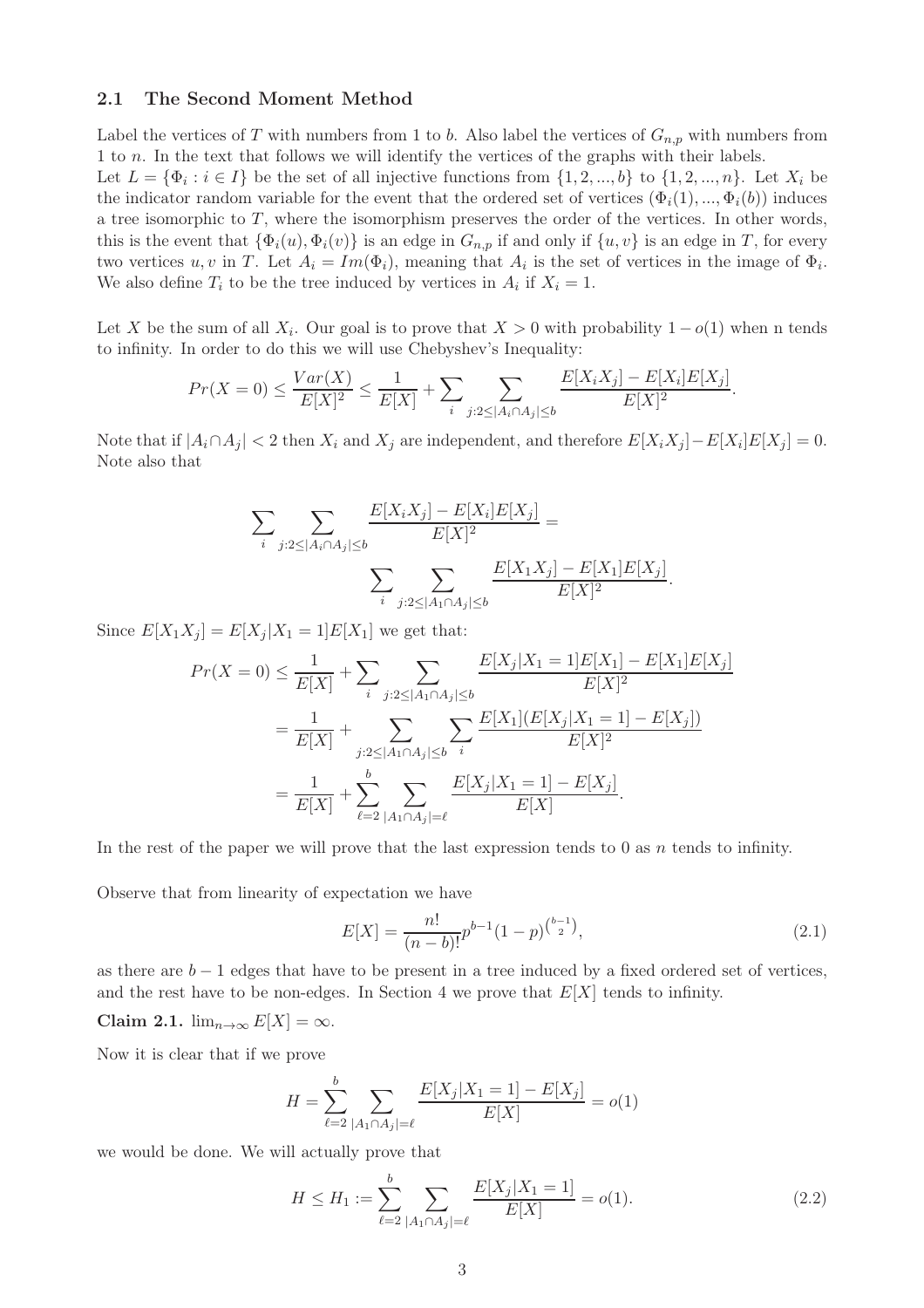### 2.1 The Second Moment Method

Label the vertices of $T$ with numbers from 1 to $b$. Also label the vertices of $G_{n,p}$ with numbers from 1 to $n$. In the text that follows we will identify the vertices of the graphs with their labels.

Let $L = \{\Phi_i : i \in I\}$ be the set of all injective functions from $\{1, 2, ..., b\}$ to $\{1, 2, ..., n\}$. Let $X_i$ be the indicator random variable for the event that the ordered set of vertices $(\Phi_i(1), ..., \Phi_i(b))$ induces a tree isomorphic to $T$, where the isomorphism preserves the order of the vertices. In other words, this is the event that $\{\Phi_i(u), \Phi_i(v)\}$ is an edge in $G_{n,p}$ if and only if $\{u, v\}$ is an edge in $T$, for every two vertices $u, v$ in $T$. Let $A_i = Im(\Phi_i)$, meaning that $A_i$ is the set of vertices in the image of $\Phi_i$. We also define $T_i$ to be the tree induced by vertices in $A_i$ if $X_i = 1$.

Let $X$ be the sum of all $X_i$. Our goal is to prove that $X > 0$ with probability $1 - o(1)$ when n tends to infinity. In order to do this we will use Chebyshev's Inequality:

$$Pr(X = 0) \leq \frac{Var(X)}{E[X]^2} \leq \frac{1}{E[X]} + \sum_i \sum_{j: 2 \leq |A_i \cap A_j| \leq b} \frac{E[X_i X_j] - E[X_i]E[X_j]}{E[X]^2}.$$

Note that if $|A_i \cap A_j| < 2$ then $X_i$ and $X_j$ are independent, and therefore $E[X_i X_j] - E[X_i]E[X_j] = 0$. Note also that

$$\sum_i \sum_{j: 2 \leq |A_i \cap A_j| \leq b} \frac{E[X_i X_j] - E[X_i]E[X_j]}{E[X]^2} = \sum_i \sum_{j: 2 \leq |A_1 \cap A_j| \leq b} \frac{E[X_1 X_j] - E[X_1]E[X_j]}{E[X]^2}.$$

Since $E[X_1 X_j] = E[X_j | X_1 = 1]E[X_1]$ we get that:

$$\begin{aligned}
Pr(X = 0) &\leq \frac{1}{E[X]} + \sum_i \sum_{j: 2 \leq |A_1 \cap A_j| \leq b} \frac{E[X_j | X_1 = 1]E[X_1] - E[X_1]E[X_j]}{E[X]^2} \\
&= \frac{1}{E[X]} + \sum_{j: 2 \leq |A_1 \cap A_j| \leq b} \sum_i \frac{E[X_1](E[X_j | X_1 = 1] - E[X_j])}{E[X]^2} \\
&= \frac{1}{E[X]} + \sum_{\ell=2}^{b} \sum_{|A_1 \cap A_j| = \ell} \frac{E[X_j | X_1 = 1] - E[X_j]}{E[X]}.
\end{aligned}$$

In the rest of the paper we will prove that the last expression tends to 0 as $n$ tends to infinity.

Observe that from linearity of expectation we have

$$E[X] = \frac{n!}{(n-b)!} p^{b-1} (1-p)^{\binom{b-1}{2}}, \tag{2.1}$$

as there are $b - 1$ edges that have to be present in a tree induced by a fixed ordered set of vertices, and the rest have to be non-edges. In Section 4 we prove that $E[X]$ tends to infinity.

**Claim 2.1.** $\lim_{n \to \infty} E[X] = \infty$.

Now it is clear that if we prove

$$H = \sum_{\ell=2}^{b} \sum_{|A_1 \cap A_j| = \ell} \frac{E[X_j | X_1 = 1] - E[X_j]}{E[X]} = o(1)$$

we would be done. We will actually prove that

$$H \leq H_1 := \sum_{\ell=2}^{b} \sum_{|A_1 \cap A_j| = \ell} \frac{E[X_j | X_1 = 1]}{E[X]} = o(1). \tag{2.2}$$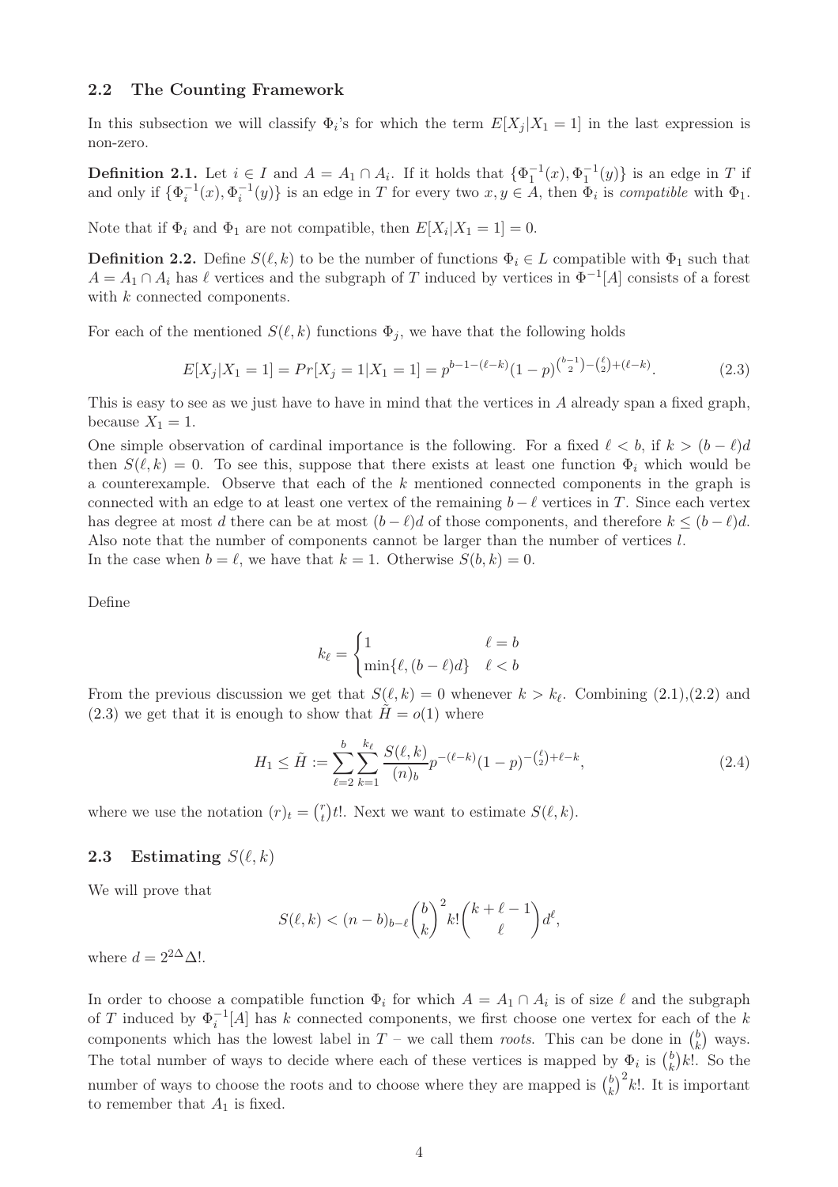### 2.2 The Counting Framework

In this subsection we will classify $\Phi_i$'s for which the term $E[X_j|X_1 = 1]$ in the last expression is non-zero.

**Definition 2.1.** Let $i \in I$ and $A = A_1 \cap A_i$. If it holds that $\{\Phi_1^{-1}(x), \Phi_1^{-1}(y)\}$ is an edge in $T$ if and only if $\{\Phi_i^{-1}(x), \Phi_i^{-1}(y)\}$ is an edge in $T$ for every two $x, y \in A$, then $\Phi_i$ is *compatible* with $\Phi_1$.

Note that if $\Phi_i$ and $\Phi_1$ are not compatible, then $E[X_i|X_1 = 1] = 0$.

**Definition 2.2.** Define $S(\ell, k)$ to be the number of functions $\Phi_i \in L$ compatible with $\Phi_1$ such that $A = A_1 \cap A_i$ has $\ell$ vertices and the subgraph of $T$ induced by vertices in $\Phi^{-1}[A]$ consists of a forest with $k$ connected components.

For each of the mentioned $S(\ell, k)$ functions $\Phi_j$, we have that the following holds

$$E[X_j|X_1 = 1] = Pr[X_j = 1|X_1 = 1] = p^{b-1-(\ell-k)}(1-p)^{\binom{b-1}{2}-\binom{\ell}{2}+(\ell-k)}. \tag{2.3}$$

This is easy to see as we just have to have in mind that the vertices in $A$ already span a fixed graph, because $X_1 = 1$.

One simple observation of cardinal importance is the following. For a fixed $\ell < b$, if $k > (b-\ell)d$ then $S(\ell, k) = 0$. To see this, suppose that there exists at least one function $\Phi_i$ which would be a counterexample. Observe that each of the $k$ mentioned connected components in the graph is connected with an edge to at least one vertex of the remaining $b - \ell$ vertices in $T$. Since each vertex has degree at most $d$ there can be at most $(b-\ell)d$ of those components, and therefore $k \leq (b-\ell)d$. Also note that the number of components cannot be larger than the number of vertices $l$.
In the case when $b = \ell$, we have that $k = 1$. Otherwise $S(b, k) = 0$.

Define

$$k_\ell = \begin{cases} 1 & \ell = b \\ \min\{\ell, (b-\ell)d\} & \ell < b \end{cases}$$

From the previous discussion we get that $S(\ell, k) = 0$ whenever $k > k_\ell$. Combining (2.1),(2.2) and (2.3) we get that it is enough to show that $\tilde{H} = o(1)$ where

$$H_1 \leq \tilde{H} := \sum_{\ell=2}^{b} \sum_{k=1}^{k_\ell} \frac{S(\ell, k)}{(n)_b} p^{-(\ell-k)}(1-p)^{-\binom{\ell}{2}+\ell-k}, \tag{2.4}$$

where we use the notation $(r)_t = \binom{r}{t}t!$. Next we want to estimate $S(\ell, k)$.

### 2.3 Estimating $S(\ell, k)$

We will prove that

$$S(\ell, k) < (n-b)_{b-\ell}\binom{b}{k}^2 k! \binom{k+\ell-1}{\ell} d^\ell,$$

where $d = 2^{2\Delta}\Delta!$.

In order to choose a compatible function $\Phi_i$ for which $A = A_1 \cap A_i$ is of size $\ell$ and the subgraph of $T$ induced by $\Phi_i^{-1}[A]$ has $k$ connected components, we first choose one vertex for each of the $k$ components which has the lowest label in $T$ – we call them *roots*. This can be done in $\binom{b}{k}$ ways. The total number of ways to decide where each of these vertices is mapped by $\Phi_i$ is $\binom{b}{k}k!$. So the number of ways to choose the roots and to choose where they are mapped is $\binom{b}{k}^2 k!$. It is important to remember that $A_1$ is fixed.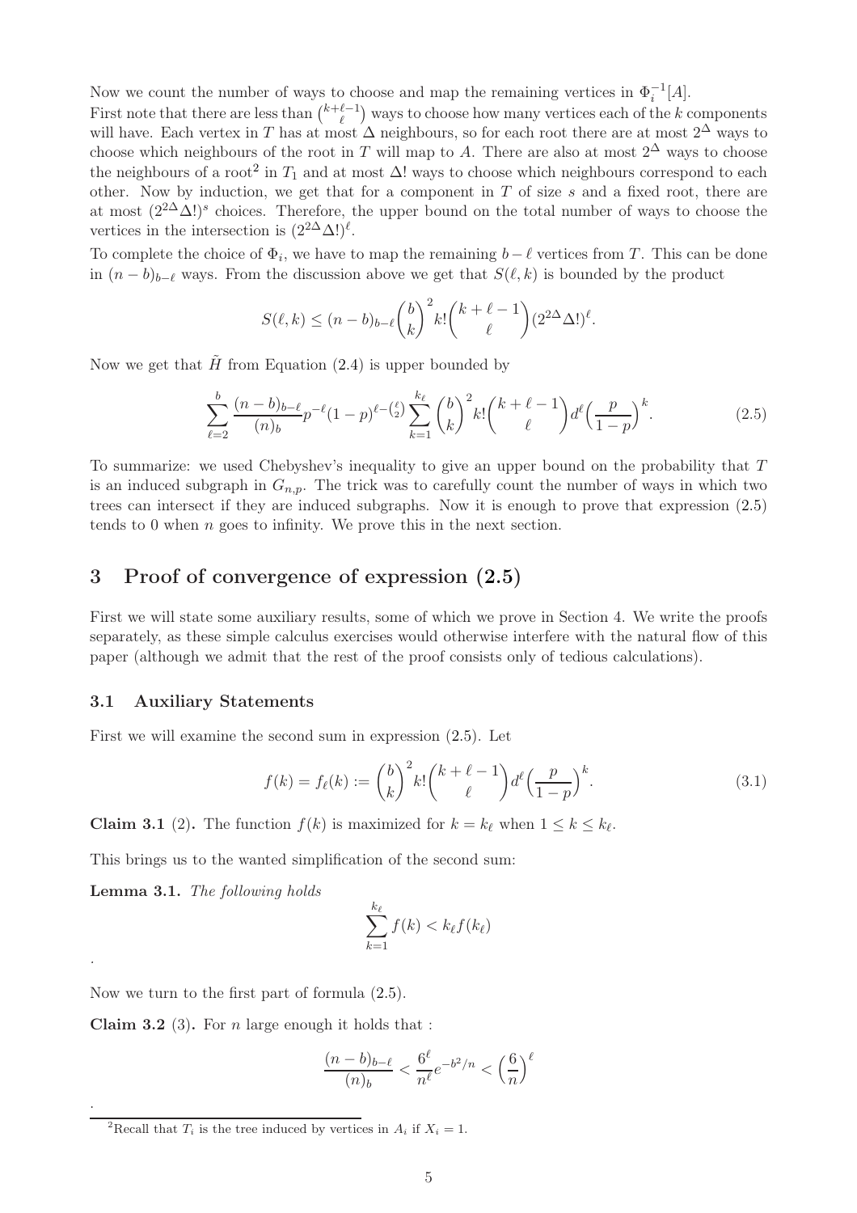Now we count the number of ways to choose and map the remaining vertices in $\Phi_i^{-1}[A]$.
First note that there are less than $\binom{k+\ell-1}{\ell}$ ways to choose how many vertices each of the $k$ components will have. Each vertex in $T$ has at most $\Delta$ neighbours, so for each root there are at most $2^\Delta$ ways to choose which neighbours of the root in $T$ will map to $A$. There are also at most $2^\Delta$ ways to choose the neighbours of a root[2] in $T_1$ and at most $\Delta!$ ways to choose which neighbours correspond to each other. Now by induction, we get that for a component in $T$ of size $s$ and a fixed root, there are at most $(2^{2\Delta}\Delta!)^s$ choices. Therefore, the upper bound on the total number of ways to choose the vertices in the intersection is $(2^{2\Delta}\Delta!)^\ell$.
To complete the choice of $\Phi_i$, we have to map the remaining $b-\ell$ vertices from $T$. This can be done in $(n-b)_{b-\ell}$ ways. From the discussion above we get that $S(\ell,k)$ is bounded by the product

$$S(\ell,k) \leq (n-b)_{b-\ell}\binom{b}{k}^2 k!\binom{k+\ell-1}{\ell}(2^{2\Delta}\Delta!)^\ell.$$

Now we get that $\tilde{H}$ from Equation (2.4) is upper bounded by

$$\sum_{\ell=2}^{b}\frac{(n-b)_{b-\ell}}{(n)_b}p^{-\ell}(1-p)^{\ell-\binom{\ell}{2}}\sum_{k=1}^{k_\ell}\binom{b}{k}^2 k!\binom{k+\ell-1}{\ell}d^\ell\Big(\frac{p}{1-p}\Big)^k. \tag{2.5}$$

To summarize: we used Chebyshev's inequality to give an upper bound on the probability that $T$ is an induced subgraph in $G_{n,p}$. The trick was to carefully count the number of ways in which two trees can intersect if they are induced subgraphs. Now it is enough to prove that expression (2.5) tends to 0 when $n$ goes to infinity. We prove this in the next section.

# 3 Proof of convergence of expression (2.5)

First we will state some auxiliary results, some of which we prove in Section 4. We write the proofs separately, as these simple calculus exercises would otherwise interfere with the natural flow of this paper (although we admit that the rest of the proof consists only of tedious calculations).

## 3.1 Auxiliary Statements

First we will examine the second sum in expression (2.5). Let

$$f(k) = f_\ell(k) := \binom{b}{k}^2 k!\binom{k+\ell-1}{\ell}d^\ell\Big(\frac{p}{1-p}\Big)^k. \tag{3.1}$$

**Claim 3.1** (2)**.** The function $f(k)$ is maximized for $k=k_\ell$ when $1\leq k\leq k_\ell$.

This brings us to the wanted simplification of the second sum:

**Lemma 3.1.** *The following holds*

$$\sum_{k=1}^{k_\ell} f(k) < k_\ell f(k_\ell)$$

.

Now we turn to the first part of formula (2.5).

**Claim 3.2** (3)**.** For $n$ large enough it holds that :

$$\frac{(n-b)_{b-\ell}}{(n)_b} < \frac{6^\ell}{n^\ell}e^{-b^2/n} < \Big(\frac{6}{n}\Big)^\ell$$

.

[2] Recall that $T_i$ is the tree induced by vertices in $A_i$ if $X_i = 1$.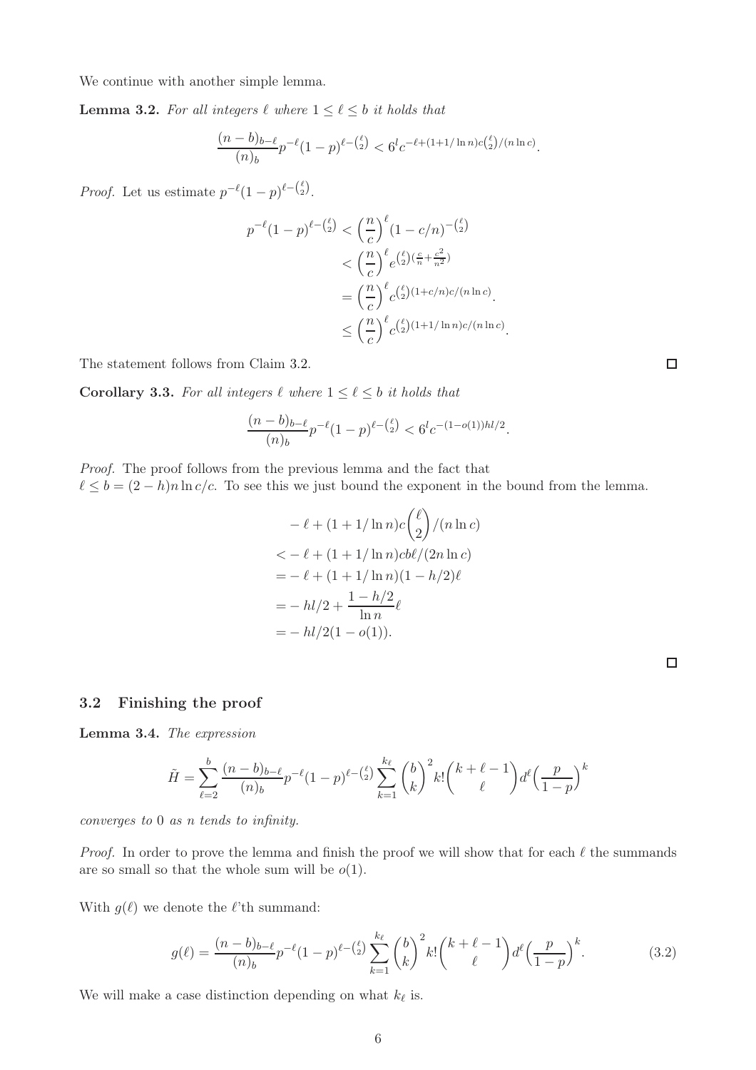We continue with another simple lemma.

**Lemma 3.2.** *For all integers $\ell$ where $1 \leq \ell \leq b$ it holds that*

$$\frac{(n-b)_{b-\ell}}{(n)_b} p^{-\ell}(1-p)^{\ell-\binom{\ell}{2}} < 6^l c^{-\ell+(1+1/\ln n)c\binom{\ell}{2}/(n \ln c)}.$$

*Proof.* Let us estimate $p^{-\ell}(1-p)^{\ell-\binom{\ell}{2}}$.

$$\begin{aligned}
p^{-\ell}(1-p)^{\ell-\binom{\ell}{2}} &< \Big(\frac{n}{c}\Big)^{\ell}(1-c/n)^{-\binom{\ell}{2}} \\
&< \Big(\frac{n}{c}\Big)^{\ell} e^{\binom{\ell}{2}(\frac{c}{n}+\frac{c^2}{n^2})} \\
&= \Big(\frac{n}{c}\Big)^{\ell} c^{\binom{\ell}{2}(1+c/n)c/(n \ln c)}. \\
&\leq \Big(\frac{n}{c}\Big)^{\ell} c^{\binom{\ell}{2}(1+1/\ln n)c/(n \ln c)}.
\end{aligned}$$

The statement follows from Claim 3.2. □

**Corollary 3.3.** *For all integers $\ell$ where $1 \leq \ell \leq b$ it holds that*

$$\frac{(n-b)_{b-\ell}}{(n)_b} p^{-\ell}(1-p)^{\ell-\binom{\ell}{2}} < 6^l c^{-(1-o(1))hl/2}.$$

*Proof.* The proof follows from the previous lemma and the fact that $\ell \leq b = (2-h)n \ln c/c$. To see this we just bound the exponent in the bound from the lemma.

$$\begin{aligned}
& -\ell + (1+1/\ln n)c\binom{\ell}{2}/(n \ln c) \\
<& -\ell + (1+1/\ln n)cb\ell/(2n \ln c) \\
=& -\ell + (1+1/\ln n)(1-h/2)\ell \\
=& -hl/2 + \frac{1-h/2}{\ln n}\ell \\
=& -hl/2(1-o(1)).
\end{aligned}$$

□

### 3.2 Finishing the proof

**Lemma 3.4.** *The expression*

$$\tilde{H} = \sum_{\ell=2}^{b} \frac{(n-b)_{b-\ell}}{(n)_b} p^{-\ell}(1-p)^{\ell-\binom{\ell}{2}} \sum_{k=1}^{k_\ell} \binom{b}{k}^2 k! \binom{k+\ell-1}{\ell} d^{\ell}\Big(\frac{p}{1-p}\Big)^k$$

*converges to* 0 *as $n$ tends to infinity.*

*Proof.* In order to prove the lemma and finish the proof we will show that for each $\ell$ the summands are so small so that the whole sum will be $o(1)$.

With $g(\ell)$ we denote the $\ell$'th summand:

$$g(\ell) = \frac{(n-b)_{b-\ell}}{(n)_b} p^{-\ell}(1-p)^{\ell-\binom{\ell}{2}} \sum_{k=1}^{k_\ell} \binom{b}{k}^2 k! \binom{k+\ell-1}{\ell} d^{\ell}\Big(\frac{p}{1-p}\Big)^k. \tag{3.2}$$

We will make a case distinction depending on what $k_\ell$ is.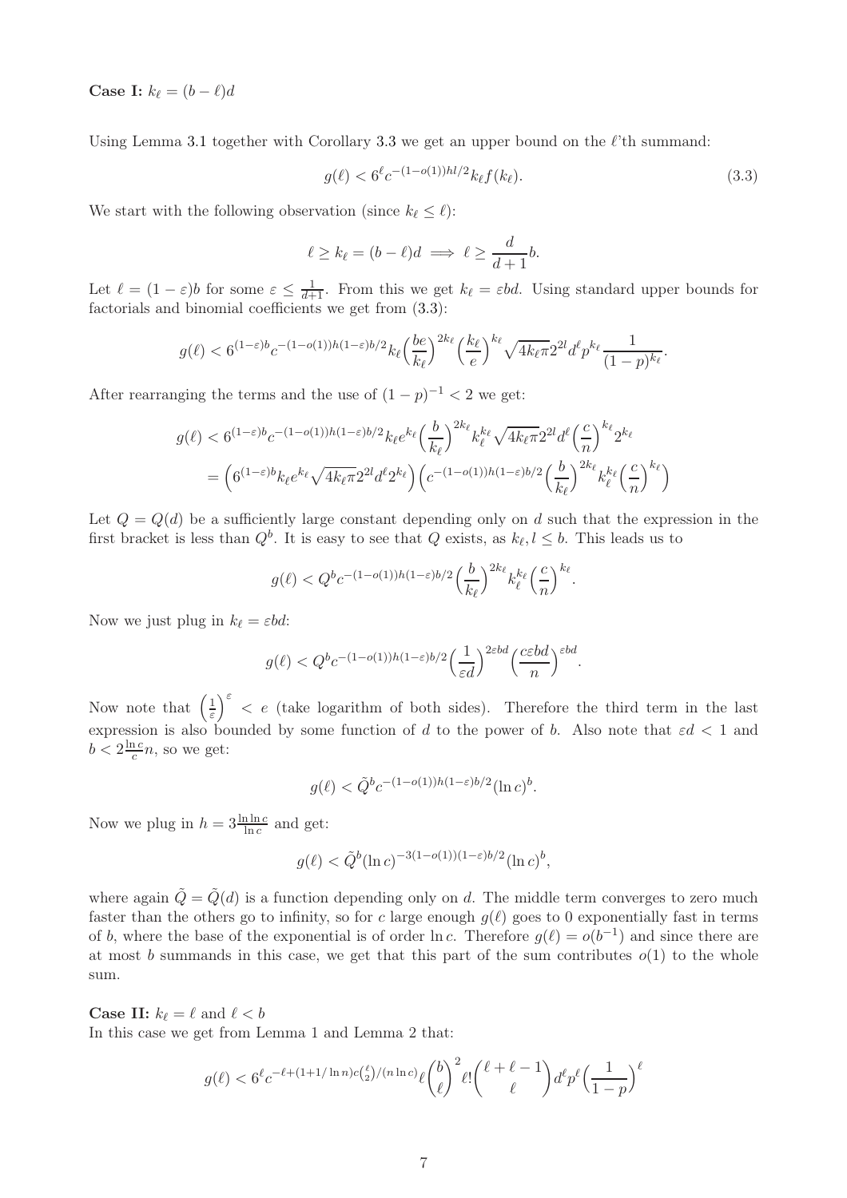**Case I:** $k_\ell = (b-\ell)d$

Using Lemma 3.1 together with Corollary 3.3 we get an upper bound on the $\ell$'th summand:

$$g(\ell) < 6^\ell c^{-(1-o(1))hl/2} k_\ell f(k_\ell). \tag{3.3}$$

We start with the following observation (since $k_\ell \le \ell$):

$$\ell \ge k_\ell = (b-\ell)d \implies \ell \ge \frac{d}{d+1}b.$$

Let $\ell = (1-\varepsilon)b$ for some $\varepsilon \le \frac{1}{d+1}$. From this we get $k_\ell = \varepsilon bd$. Using standard upper bounds for factorials and binomial coefficients we get from (3.3):

$$g(\ell) < 6^{(1-\varepsilon)b} c^{-(1-o(1))h(1-\varepsilon)b/2} k_\ell \Big(\frac{be}{k_\ell}\Big)^{2k_\ell} \Big(\frac{k_\ell}{e}\Big)^{k_\ell} \sqrt{4k_\ell \pi}\, 2^{2l} d^\ell p^{k_\ell} \frac{1}{(1-p)^{k_\ell}}.$$

After rearranging the terms and the use of $(1-p)^{-1} < 2$ we get:

$$\begin{aligned} g(\ell) &< 6^{(1-\varepsilon)b} c^{-(1-o(1))h(1-\varepsilon)b/2} k_\ell e^{k_\ell} \Big(\frac{b}{k_\ell}\Big)^{2k_\ell} k_\ell^{k_\ell} \sqrt{4k_\ell\pi}\, 2^{2l} d^\ell \Big(\frac{c}{n}\Big)^{k_\ell} 2^{k_\ell} \\ &= \Big(6^{(1-\varepsilon)b} k_\ell e^{k_\ell} \sqrt{4k_\ell \pi}\, 2^{2l} d^\ell 2^{k_\ell}\Big) \Big(c^{-(1-o(1))h(1-\varepsilon)b/2} \Big(\frac{b}{k_\ell}\Big)^{2k_\ell} k_\ell^{k_\ell} \Big(\frac{c}{n}\Big)^{k_\ell}\Big) \end{aligned}$$

Let $Q = Q(d)$ be a sufficiently large constant depending only on $d$ such that the expression in the first bracket is less than $Q^b$. It is easy to see that $Q$ exists, as $k_\ell, l \le b$. This leads us to

$$g(\ell) < Q^b c^{-(1-o(1))h(1-\varepsilon)b/2} \Big(\frac{b}{k_\ell}\Big)^{2k_\ell} k_\ell^{k_\ell} \Big(\frac{c}{n}\Big)^{k_\ell}.$$

Now we just plug in $k_\ell = \varepsilon bd$:

$$g(\ell) < Q^b c^{-(1-o(1))h(1-\varepsilon)b/2} \Big(\frac{1}{\varepsilon d}\Big)^{2\varepsilon bd} \Big(\frac{c\varepsilon bd}{n}\Big)^{\varepsilon bd}.$$

Now note that $\left(\frac{1}{\varepsilon}\right)^\varepsilon < e$ (take logarithm of both sides). Therefore the third term in the last expression is also bounded by some function of $d$ to the power of $b$. Also note that $\varepsilon d < 1$ and $b < 2\frac{\ln c}{c} n$, so we get:

$$g(\ell) < \tilde{Q}^b c^{-(1-o(1))h(1-\varepsilon)b/2} (\ln c)^b.$$

Now we plug in $h = 3\frac{\ln\ln c}{\ln c}$ and get:

$$g(\ell) < \tilde{Q}^b (\ln c)^{-3(1-o(1))(1-\varepsilon)b/2} (\ln c)^b,$$

where again $\tilde{Q} = \tilde{Q}(d)$ is a function depending only on $d$. The middle term converges to zero much faster than the others go to infinity, so for $c$ large enough $g(\ell)$ goes to 0 exponentially fast in terms of $b$, where the base of the exponential is of order $\ln c$. Therefore $g(\ell) = o(b^{-1})$ and since there are at most $b$ summands in this case, we get that this part of the sum contributes $o(1)$ to the whole sum.

**Case II:** $k_\ell = \ell$ and $\ell < b$
In this case we get from Lemma 1 and Lemma 2 that:

$$g(\ell) < 6^\ell c^{-\ell + (1+1/\ln n)c\binom{\ell}{2}/(n\ln c)} \ell \binom{b}{\ell}^2 \ell! \binom{\ell+\ell-1}{\ell} d^\ell p^\ell \Big(\frac{1}{1-p}\Big)^\ell$$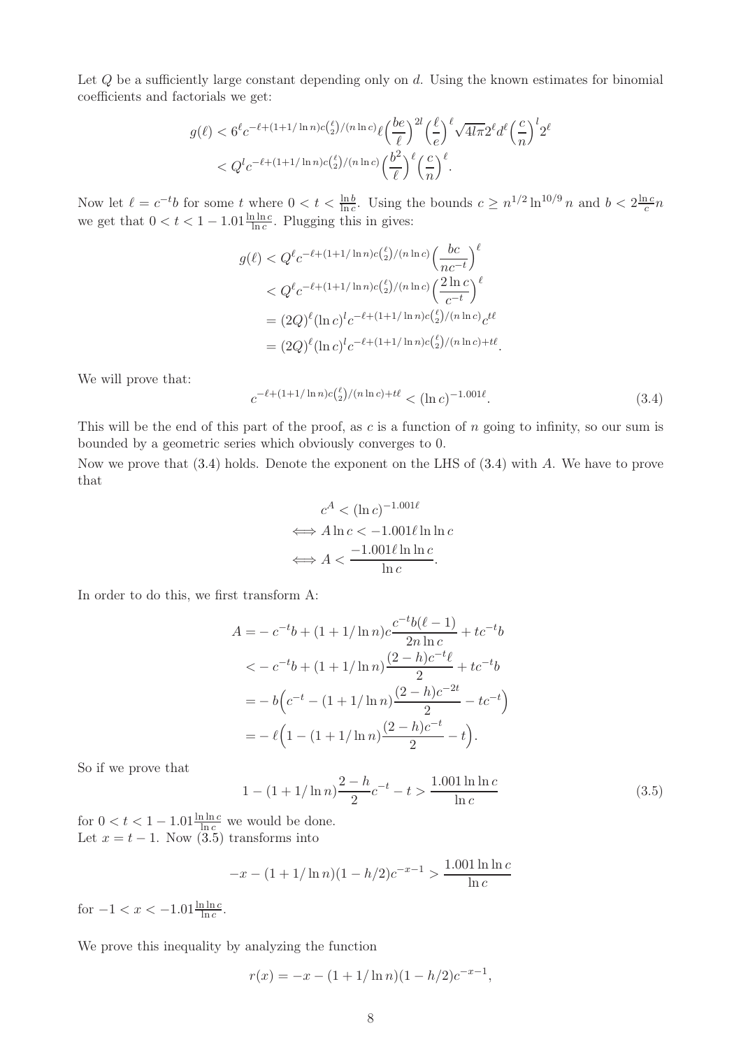Let $Q$ be a sufficiently large constant depending only on $d$. Using the known estimates for binomial coefficients and factorials we get:

$$g(\ell) < 6^\ell c^{-\ell+(1+1/\ln n)c\binom{\ell}{2}/(n\ln c)}\ell\Big(\frac{be}{\ell}\Big)^{2l}\Big(\frac{\ell}{e}\Big)^{\ell}\sqrt{4l\pi}2^\ell d^\ell\Big(\frac{c}{n}\Big)^{l}2^\ell$$
$$< Q^l c^{-\ell+(1+1/\ln n)c\binom{\ell}{2}/(n\ln c)}\Big(\frac{b^2}{\ell}\Big)^{\ell}\Big(\frac{c}{n}\Big)^{\ell}.$$

Now let $\ell = c^{-t}b$ for some $t$ where $0 < t < \frac{\ln b}{\ln c}$. Using the bounds $c \geq n^{1/2}\ln^{10/9} n$ and $b < 2\frac{\ln c}{c}n$ we get that $0 < t < 1 - 1.01\frac{\ln\ln c}{\ln c}$. Plugging this in gives:

$$g(\ell) < Q^\ell c^{-\ell+(1+1/\ln n)c\binom{\ell}{2}/(n\ln c)}\Big(\frac{bc}{nc^{-t}}\Big)^{\ell}$$
$$< Q^\ell c^{-\ell+(1+1/\ln n)c\binom{\ell}{2}/(n\ln c)}\Big(\frac{2\ln c}{c^{-t}}\Big)^{\ell}$$
$$= (2Q)^\ell(\ln c)^l c^{-\ell+(1+1/\ln n)c\binom{\ell}{2}/(n\ln c)}c^{t\ell}$$
$$= (2Q)^\ell(\ln c)^l c^{-\ell+(1+1/\ln n)c\binom{\ell}{2}/(n\ln c)+t\ell}.$$

We will prove that:

$$c^{-\ell+(1+1/\ln n)c\binom{\ell}{2}/(n\ln c)+t\ell} < (\ln c)^{-1.001\ell}. \tag{3.4}$$

This will be the end of this part of the proof, as $c$ is a function of $n$ going to infinity, so our sum is bounded by a geometric series which obviously converges to 0.

Now we prove that (3.4) holds. Denote the exponent on the LHS of (3.4) with $A$. We have to prove that

$$c^A < (\ln c)^{-1.001\ell}$$
$$\iff A\ln c < -1.001\ell\ln\ln c$$
$$\iff A < \frac{-1.001\ell\ln\ln c}{\ln c}.$$

In order to do this, we first transform A:

$$A = -c^{-t}b + (1+1/\ln n)c\frac{c^{-t}b(\ell-1)}{2n\ln c} + tc^{-t}b$$
$$< -c^{-t}b + (1+1/\ln n)\frac{(2-h)c^{-t}\ell}{2} + tc^{-t}b$$
$$= -b\Big(c^{-t} - (1+1/\ln n)\frac{(2-h)c^{-2t}}{2} - tc^{-t}\Big)$$
$$= -\ell\Big(1 - (1+1/\ln n)\frac{(2-h)c^{-t}}{2} - t\Big).$$

So if we prove that

$$1 - (1+1/\ln n)\frac{2-h}{2}c^{-t} - t > \frac{1.001\ln\ln c}{\ln c} \tag{3.5}$$

for $0 < t < 1 - 1.01\frac{\ln\ln c}{\ln c}$ we would be done.

Let $x = t - 1$. Now (3.5) transforms into

$$-x - (1+1/\ln n)(1-h/2)c^{-x-1} > \frac{1.001\ln\ln c}{\ln c}$$

for $-1 < x < -1.01\frac{\ln\ln c}{\ln c}$.

We prove this inequality by analyzing the function

$$r(x) = -x - (1+1/\ln n)(1-h/2)c^{-x-1},$$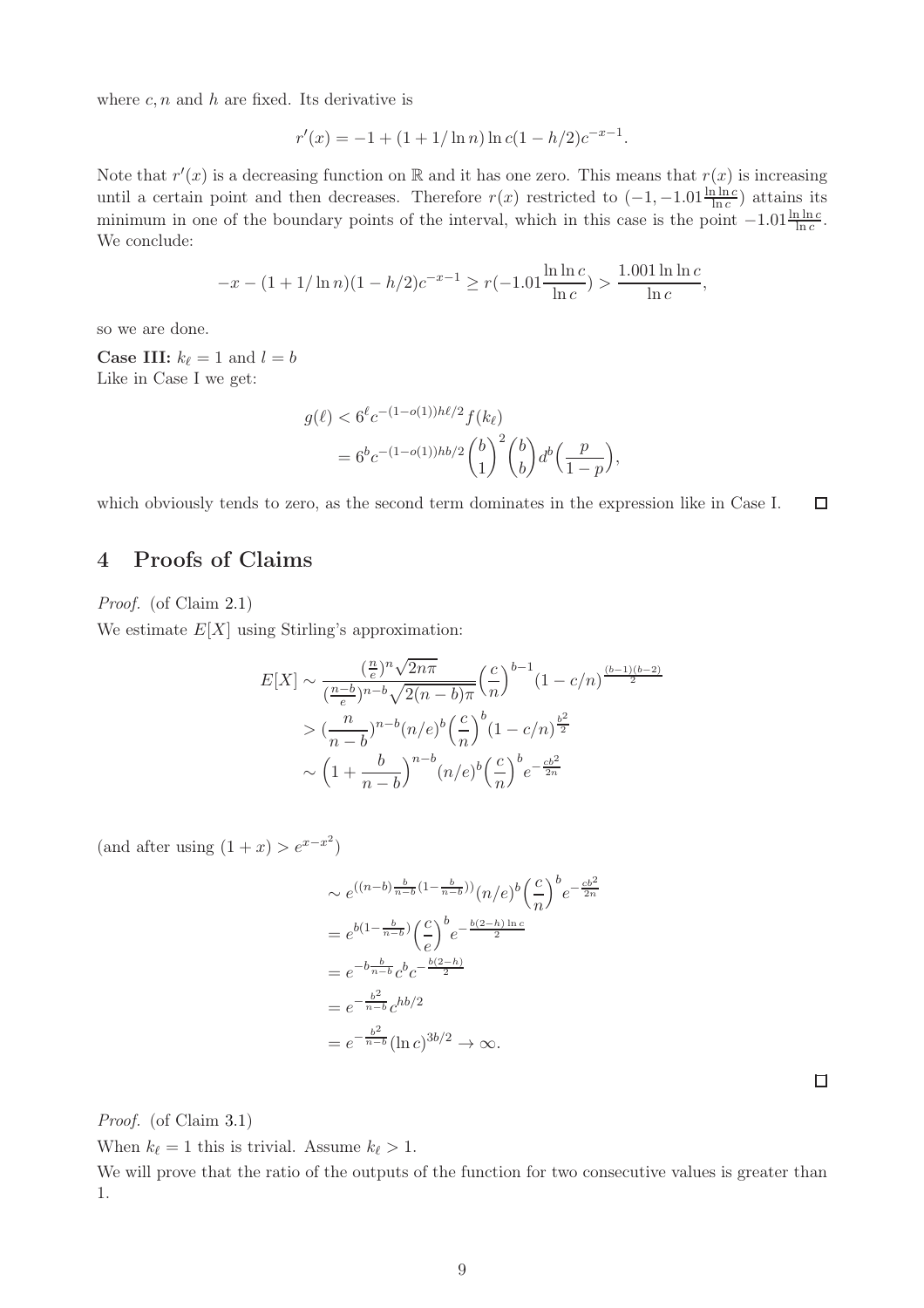where $c, n$ and $h$ are fixed. Its derivative is

$$r'(x) = -1 + (1 + 1/\ln n)\ln c(1 - h/2)c^{-x-1}.$$

Note that $r'(x)$ is a decreasing function on $\mathbb{R}$ and it has one zero. This means that $r(x)$ is increasing until a certain point and then decreases. Therefore $r(x)$ restricted to $(-1, -1.01\frac{\ln\ln c}{\ln c})$ attains its minimum in one of the boundary points of the interval, which in this case is the point $-1.01\frac{\ln\ln c}{\ln c}$. We conclude:

$$-x - (1 + 1/\ln n)(1 - h/2)c^{-x-1} \geq r(-1.01\frac{\ln\ln c}{\ln c}) > \frac{1.001\ln\ln c}{\ln c},$$

so we are done.

**Case III:** $k_\ell = 1$ and $l = b$

Like in Case I we get:

$$\begin{aligned} g(\ell) &< 6^\ell c^{-(1-o(1))h\ell/2} f(k_\ell) \\ &= 6^b c^{-(1-o(1))hb/2} \binom{b}{1}^2 \binom{b}{b} d^b \Big(\frac{p}{1-p}\Big), \end{aligned}$$

which obviously tends to zero, as the second term dominates in the expression like in Case I. $\square$

## 4 Proofs of Claims

*Proof.* (of Claim 2.1)

We estimate $E[X]$ using Stirling's approximation:

$$\begin{aligned} E[X] &\sim \frac{(\frac{n}{e})^n\sqrt{2n\pi}}{(\frac{n-b}{e})^{n-b}\sqrt{2(n-b)\pi}} \Big(\frac{c}{n}\Big)^{b-1}(1-c/n)^{\frac{(b-1)(b-2)}{2}} \\ &> (\frac{n}{n-b})^{n-b}(n/e)^b\Big(\frac{c}{n}\Big)^b(1-c/n)^{\frac{b^2}{2}} \\ &\sim \Big(1+\frac{b}{n-b}\Big)^{n-b}(n/e)^b\Big(\frac{c}{n}\Big)^b e^{-\frac{cb^2}{2n}} \end{aligned}$$

(and after using $(1+x) > e^{x-x^2}$)

$$\begin{aligned} &\sim e^{((n-b)\frac{b}{n-b}(1-\frac{b}{n-b}))}(n/e)^b\Big(\frac{c}{n}\Big)^b e^{-\frac{cb^2}{2n}} \\ &= e^{b(1-\frac{b}{n-b})}\Big(\frac{c}{e}\Big)^b e^{-\frac{b(2-h)\ln c}{2}} \\ &= e^{-b\frac{b}{n-b}}c^b c^{-\frac{b(2-h)}{2}} \\ &= e^{-\frac{b^2}{n-b}}c^{hb/2} \\ &= e^{-\frac{b^2}{n-b}}(\ln c)^{3b/2} \to \infty. \end{aligned}$$

$\square$

*Proof.* (of Claim 3.1)

When $k_\ell = 1$ this is trivial. Assume $k_\ell > 1$.

We will prove that the ratio of the outputs of the function for two consecutive values is greater than 1.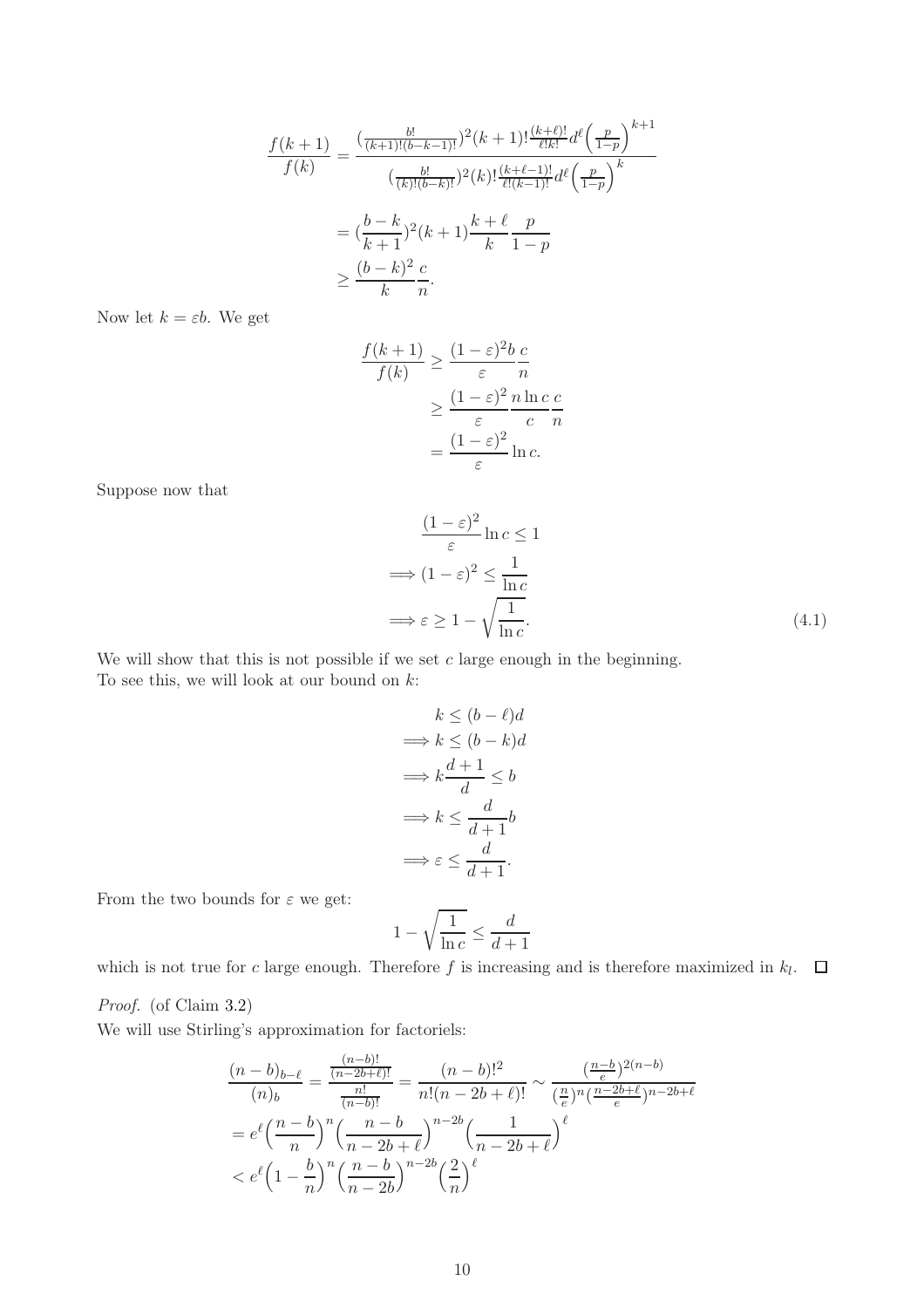$$
\begin{aligned}
\frac{f(k+1)}{f(k)} &= \frac{(\frac{b!}{(k+1)!(b-k-1)!})^2 (k+1)! \frac{(k+\ell)!}{\ell! k!} d^\ell \Big(\frac{p}{1-p}\Big)^{k+1}}{(\frac{b!}{(k)!(b-k)!})^2 (k)! \frac{(k+\ell-1)!}{\ell!(k-1)!} d^\ell \Big(\frac{p}{1-p}\Big)^{k}} \\
&= (\frac{b-k}{k+1})^2 (k+1) \frac{k+\ell}{k} \frac{p}{1-p} \\
&\geq \frac{(b-k)^2}{k} \frac{c}{n}.
\end{aligned}
$$

Now let $k = \varepsilon b$. We get

$$
\begin{aligned}
\frac{f(k+1)}{f(k)} &\geq \frac{(1-\varepsilon)^2 b}{\varepsilon} \frac{c}{n} \\
&\geq \frac{(1-\varepsilon)^2}{\varepsilon} \frac{n \ln c}{c} \frac{c}{n} \\
&= \frac{(1-\varepsilon)^2}{\varepsilon} \ln c.
\end{aligned}
$$

Suppose now that

$$
\begin{aligned}
&\frac{(1-\varepsilon)^2}{\varepsilon} \ln c \leq 1 \\
\implies &(1-\varepsilon)^2 \leq \frac{1}{\ln c} \\
\implies &\varepsilon \geq 1 - \sqrt{\frac{1}{\ln c}}.
\end{aligned}
\tag{4.1}
$$

We will show that this is not possible if we set $c$ large enough in the beginning.
To see this, we will look at our bound on $k$:

$$
\begin{aligned}
&k \leq (b-\ell)d \\
\implies &k \leq (b-k)d \\
\implies &k \frac{d+1}{d} \leq b \\
\implies &k \leq \frac{d}{d+1} b \\
\implies &\varepsilon \leq \frac{d}{d+1}.
\end{aligned}
$$

From the two bounds for $\varepsilon$ we get:

$$
1 - \sqrt{\frac{1}{\ln c}} \leq \frac{d}{d+1}
$$

which is not true for $c$ large enough. Therefore $f$ is increasing and is therefore maximized in $k_l$. $\square$

*Proof.* (of Claim 3.2)
We will use Stirling's approximation for factoriels:

$$
\begin{aligned}
\frac{(n-b)_{b-\ell}}{(n)_b} &= \frac{\frac{(n-b)!}{(n-2b+\ell)!}}{\frac{n!}{(n-b)!}} = \frac{(n-b)!^2}{n!(n-2b+\ell)!} \sim \frac{(\frac{n-b}{e})^{2(n-b)}}{(\frac{n}{e})^n (\frac{n-2b+\ell}{e})^{n-2b+\ell}} \\
&= e^\ell \Big(\frac{n-b}{n}\Big)^n \Big(\frac{n-b}{n-2b+\ell}\Big)^{n-2b} \Big(\frac{1}{n-2b+\ell}\Big)^\ell \\
&< e^\ell \Big(1 - \frac{b}{n}\Big)^n \Big(\frac{n-b}{n-2b}\Big)^{n-2b} \Big(\frac{2}{n}\Big)^\ell
\end{aligned}
$$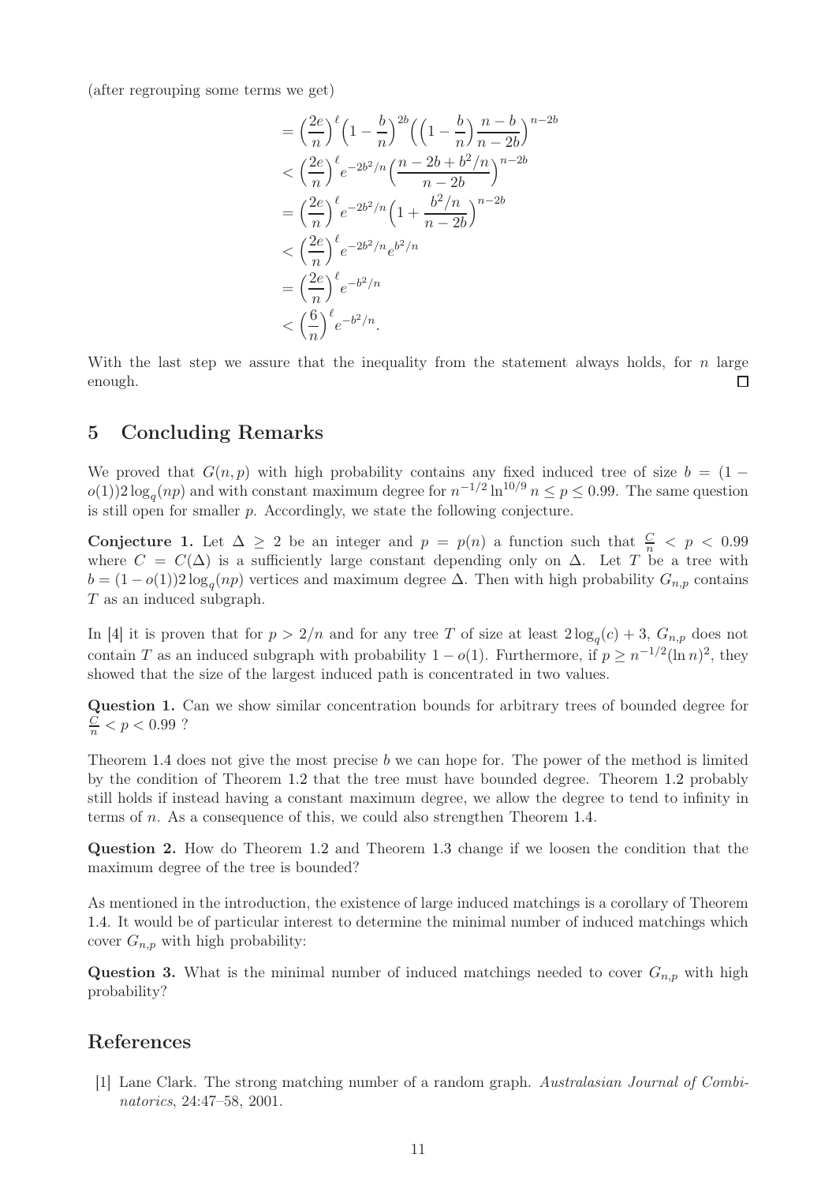(after regrouping some terms we get)

$$
\begin{aligned}
&= \Big(\frac{2e}{n}\Big)^{\ell}\Big(1-\frac{b}{n}\Big)^{2b}\Big(\Big(1-\frac{b}{n}\Big)\frac{n-b}{n-2b}\Big)^{n-2b} \\
&< \Big(\frac{2e}{n}\Big)^{\ell} e^{-2b^2/n}\Big(\frac{n-2b+b^2/n}{n-2b}\Big)^{n-2b} \\
&= \Big(\frac{2e}{n}\Big)^{\ell} e^{-2b^2/n}\Big(1+\frac{b^2/n}{n-2b}\Big)^{n-2b} \\
&< \Big(\frac{2e}{n}\Big)^{\ell} e^{-2b^2/n} e^{b^2/n} \\
&= \Big(\frac{2e}{n}\Big)^{\ell} e^{-b^2/n} \\
&< \Big(\frac{6}{n}\Big)^{\ell} e^{-b^2/n}.
\end{aligned}
$$

With the last step we assure that the inequality from the statement always holds, for $n$ large enough. $\square$

## 5 Concluding Remarks

We proved that $G(n, p)$ with high probability contains any fixed induced tree of size $b = (1 - o(1))2\log_q(np)$ and with constant maximum degree for $n^{-1/2}\ln^{10/9} n \leq p \leq 0.99$. The same question is still open for smaller $p$. Accordingly, we state the following conjecture.

**Conjecture 1.** Let $\Delta \geq 2$ be an integer and $p = p(n)$ a function such that $\frac{C}{n} < p < 0.99$ where $C = C(\Delta)$ is a sufficiently large constant depending only on $\Delta$. Let $T$ be a tree with $b = (1 - o(1))2\log_q(np)$ vertices and maximum degree $\Delta$. Then with high probability $G_{n,p}$ contains $T$ as an induced subgraph.

In [4] it is proven that for $p > 2/n$ and for any tree $T$ of size at least $2\log_q(c) + 3$, $G_{n,p}$ does not contain $T$ as an induced subgraph with probability $1 - o(1)$. Furthermore, if $p \geq n^{-1/2}(\ln n)^2$, they showed that the size of the largest induced path is concentrated in two values.

**Question 1.** Can we show similar concentration bounds for arbitrary trees of bounded degree for $\frac{C}{n} < p < 0.99$ ?

Theorem 1.4 does not give the most precise $b$ we can hope for. The power of the method is limited by the condition of Theorem 1.2 that the tree must have bounded degree. Theorem 1.2 probably still holds if instead having a constant maximum degree, we allow the degree to tend to infinity in terms of $n$. As a consequence of this, we could also strengthen Theorem 1.4.

**Question 2.** How do Theorem 1.2 and Theorem 1.3 change if we loosen the condition that the maximum degree of the tree is bounded?

As mentioned in the introduction, the existence of large induced matchings is a corollary of Theorem 1.4. It would be of particular interest to determine the minimal number of induced matchings which cover $G_{n,p}$ with high probability:

**Question 3.** What is the minimal number of induced matchings needed to cover $G_{n,p}$ with high probability?

## References

[1] Lane Clark. The strong matching number of a random graph. *Australasian Journal of Combinatorics*, 24:47–58, 2001.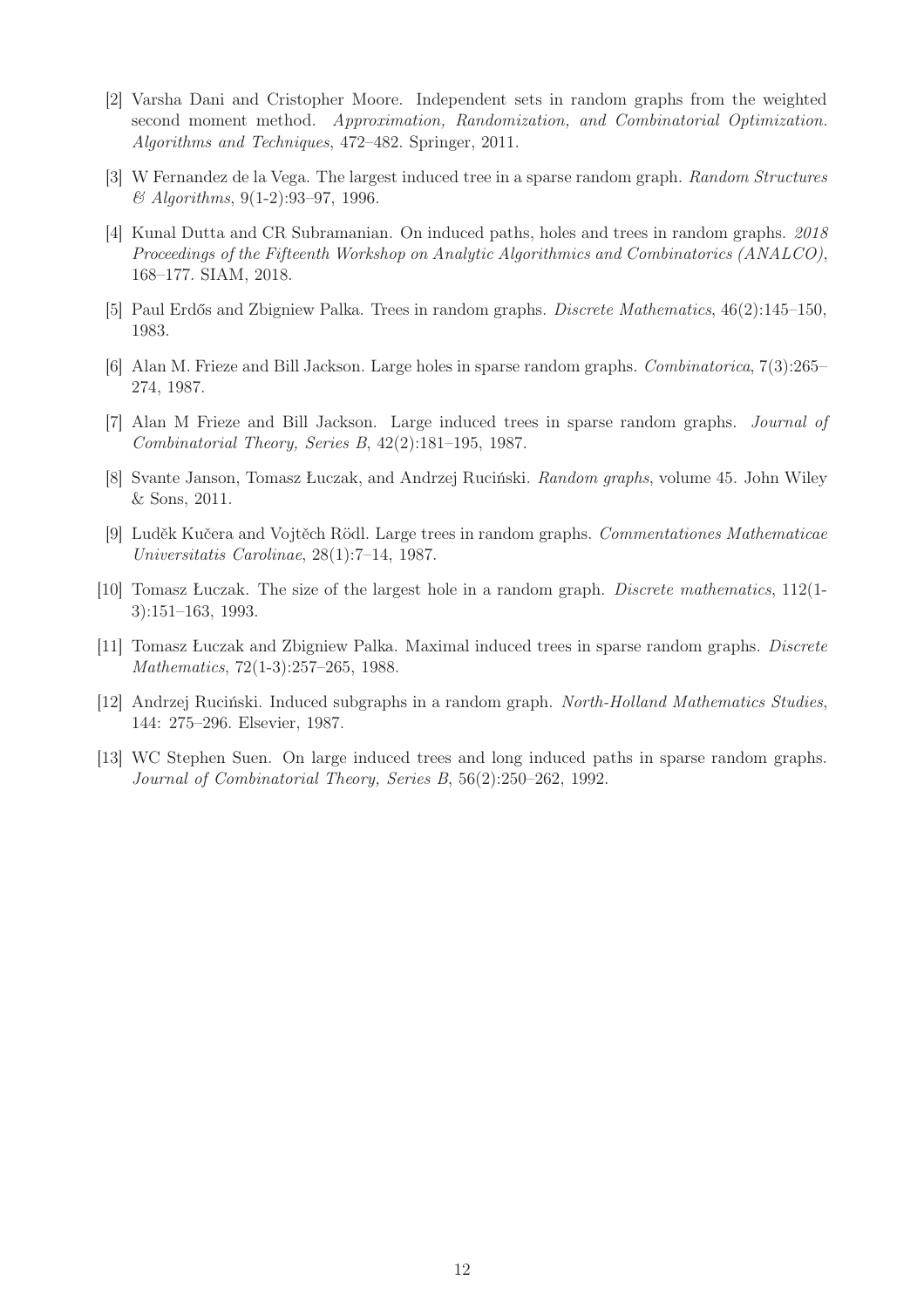[2] Varsha Dani and Cristopher Moore. Independent sets in random graphs from the weighted second moment method. *Approximation, Randomization, and Combinatorial Optimization. Algorithms and Techniques*, 472–482. Springer, 2011.

[3] W Fernandez de la Vega. The largest induced tree in a sparse random graph. *Random Structures & Algorithms*, 9(1-2):93–97, 1996.

[4] Kunal Dutta and CR Subramanian. On induced paths, holes and trees in random graphs. *2018 Proceedings of the Fifteenth Workshop on Analytic Algorithmics and Combinatorics (ANALCO)*, 168–177. SIAM, 2018.

[5] Paul Erdős and Zbigniew Palka. Trees in random graphs. *Discrete Mathematics*, 46(2):145–150, 1983.

[6] Alan M. Frieze and Bill Jackson. Large holes in sparse random graphs. *Combinatorica*, 7(3):265–274, 1987.

[7] Alan M Frieze and Bill Jackson. Large induced trees in sparse random graphs. *Journal of Combinatorial Theory, Series B*, 42(2):181–195, 1987.

[8] Svante Janson, Tomasz Łuczak, and Andrzej Ruciński. *Random graphs*, volume 45. John Wiley & Sons, 2011.

[9] Luděk Kučera and Vojtěch Rödl. Large trees in random graphs. *Commentationes Mathematicae Universitatis Carolinae*, 28(1):7–14, 1987.

[10] Tomasz Łuczak. The size of the largest hole in a random graph. *Discrete mathematics*, 112(1-3):151–163, 1993.

[11] Tomasz Łuczak and Zbigniew Palka. Maximal induced trees in sparse random graphs. *Discrete Mathematics*, 72(1-3):257–265, 1988.

[12] Andrzej Ruciński. Induced subgraphs in a random graph. *North-Holland Mathematics Studies*, 144: 275–296. Elsevier, 1987.

[13] WC Stephen Suen. On large induced trees and long induced paths in sparse random graphs. *Journal of Combinatorial Theory, Series B*, 56(2):250–262, 1992.